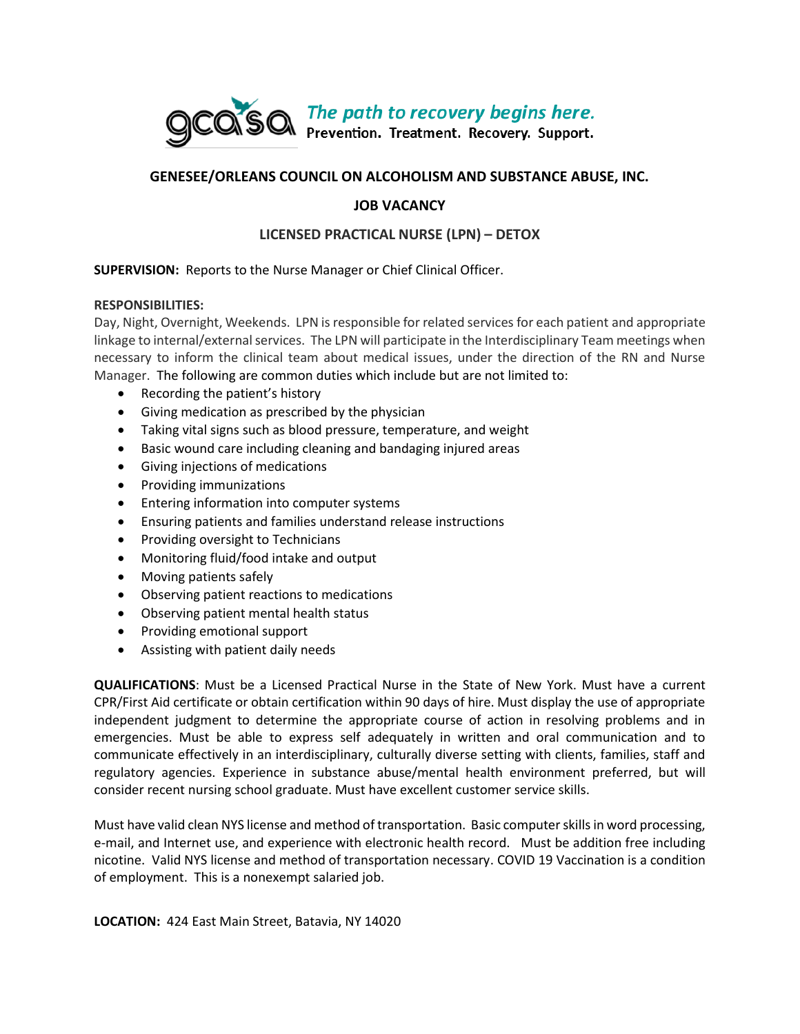gcasa *The path to recovery begins here.*
**Prevention. Treatment. Recovery. Support.**

## GENESEE/ORLEANS COUNCIL ON ALCOHOLISM AND SUBSTANCE ABUSE, INC.

### JOB VACANCY

### LICENSED PRACTICAL NURSE (LPN) – DETOX

**SUPERVISION:** Reports to the Nurse Manager or Chief Clinical Officer.

**RESPONSIBILITIES:**
Day, Night, Overnight, Weekends. LPN is responsible for related services for each patient and appropriate linkage to internal/external services. The LPN will participate in the Interdisciplinary Team meetings when necessary to inform the clinical team about medical issues, under the direction of the RN and Nurse Manager. The following are common duties which include but are not limited to:

- Recording the patient's history
- Giving medication as prescribed by the physician
- Taking vital signs such as blood pressure, temperature, and weight
- Basic wound care including cleaning and bandaging injured areas
- Giving injections of medications
- Providing immunizations
- Entering information into computer systems
- Ensuring patients and families understand release instructions
- Providing oversight to Technicians
- Monitoring fluid/food intake and output
- Moving patients safely
- Observing patient reactions to medications
- Observing patient mental health status
- Providing emotional support
- Assisting with patient daily needs

**QUALIFICATIONS**: Must be a Licensed Practical Nurse in the State of New York. Must have a current CPR/First Aid certificate or obtain certification within 90 days of hire. Must display the use of appropriate independent judgment to determine the appropriate course of action in resolving problems and in emergencies. Must be able to express self adequately in written and oral communication and to communicate effectively in an interdisciplinary, culturally diverse setting with clients, families, staff and regulatory agencies. Experience in substance abuse/mental health environment preferred, but will consider recent nursing school graduate. Must have excellent customer service skills.

Must have valid clean NYS license and method of transportation. Basic computer skills in word processing, e-mail, and Internet use, and experience with electronic health record. Must be addition free including nicotine. Valid NYS license and method of transportation necessary. COVID 19 Vaccination is a condition of employment. This is a nonexempt salaried job.

**LOCATION:** 424 East Main Street, Batavia, NY 14020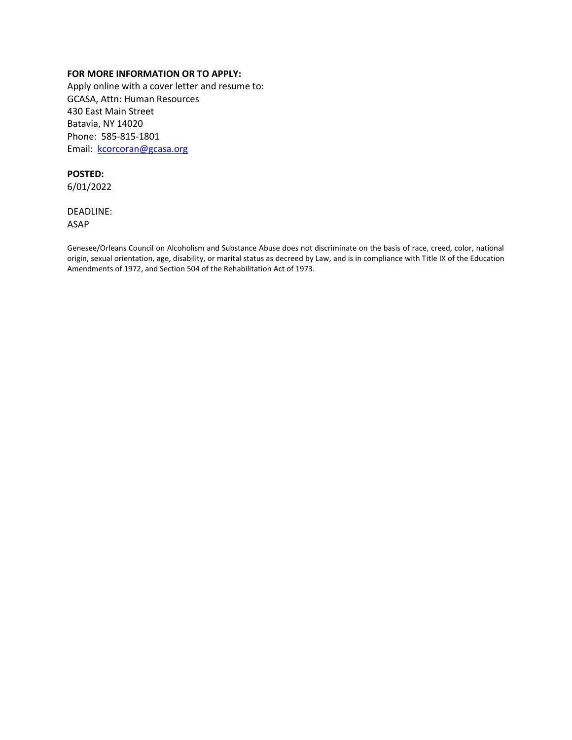**FOR MORE INFORMATION OR TO APPLY:**

Apply online with a cover letter and resume to:
GCASA, Attn: Human Resources
430 East Main Street
Batavia, NY 14020
Phone: 585-815-1801
Email: kcorcoran@gcasa.org

**POSTED:**
6/01/2022

DEADLINE:
ASAP

Genesee/Orleans Council on Alcoholism and Substance Abuse does not discriminate on the basis of race, creed, color, national origin, sexual orientation, age, disability, or marital status as decreed by Law, and is in compliance with Title IX of the Education Amendments of 1972, and Section 504 of the Rehabilitation Act of 1973.